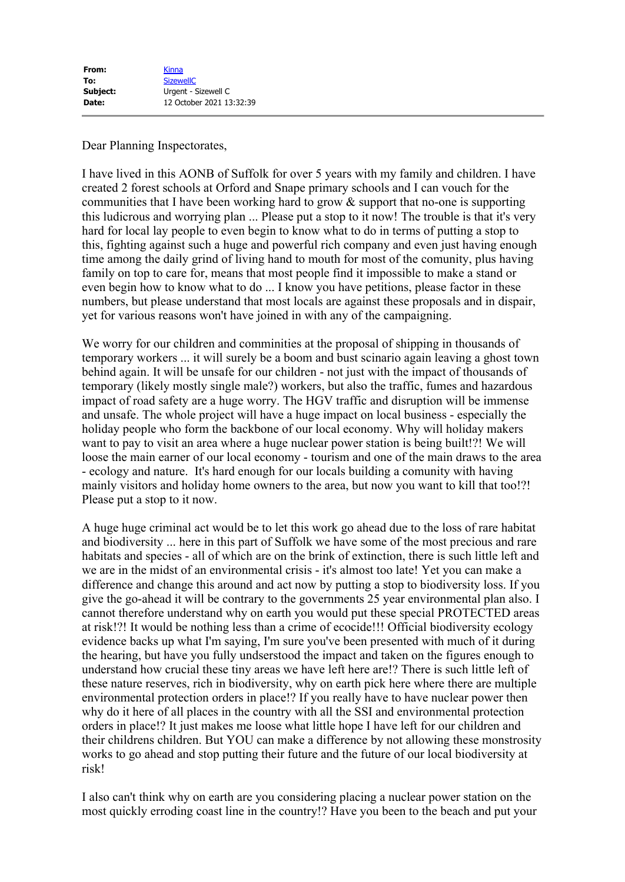| | |
|---|---|
| **From:** | Kinna |
| **To:** | SizewellC |
| **Subject:** | Urgent - Sizewell C |
| **Date:** | 12 October 2021 13:32:39 |

---

Dear Planning Inspectorates,

I have lived in this AONB of Suffolk for over 5 years with my family and children. I have created 2 forest schools at Orford and Snape primary schools and I can vouch for the communities that I have been working hard to grow & support that no-one is supporting this ludicrous and worrying plan ... Please put a stop to it now! The trouble is that it's very hard for local lay people to even begin to know what to do in terms of putting a stop to this, fighting against such a huge and powerful rich company and even just having enough time among the daily grind of living hand to mouth for most of the comunity, plus having family on top to care for, means that most people find it impossible to make a stand or even begin how to know what to do ... I know you have petitions, please factor in these numbers, but please understand that most locals are against these proposals and in dispair, yet for various reasons won't have joined in with any of the campaigning.

We worry for our children and comminities at the proposal of shipping in thousands of temporary workers ... it will surely be a boom and bust scinario again leaving a ghost town behind again. It will be unsafe for our children - not just with the impact of thousands of temporary (likely mostly single male?) workers, but also the traffic, fumes and hazardous impact of road safety are a huge worry. The HGV traffic and disruption will be immense and unsafe. The whole project will have a huge impact on local business - especially the holiday people who form the backbone of our local economy. Why will holiday makers want to pay to visit an area where a huge nuclear power station is being built!?! We will loose the main earner of our local economy - tourism and one of the main draws to the area - ecology and nature. It's hard enough for our locals building a comunity with having mainly visitors and holiday home owners to the area, but now you want to kill that too!?! Please put a stop to it now.

A huge huge criminal act would be to let this work go ahead due to the loss of rare habitat and biodiversity ... here in this part of Suffolk we have some of the most precious and rare habitats and species - all of which are on the brink of extinction, there is such little left and we are in the midst of an environmental crisis - it's almost too late! Yet you can make a difference and change this around and act now by putting a stop to biodiversity loss. If you give the go-ahead it will be contrary to the governments 25 year environmental plan also. I cannot therefore understand why on earth you would put these special PROTECTED areas at risk!?! It would be nothing less than a crime of ecocide!!! Official biodiversity ecology evidence backs up what I'm saying, I'm sure you've been presented with much of it during the hearing, but have you fully undserstood the impact and taken on the figures enough to understand how crucial these tiny areas we have left here are!? There is such little left of these nature reserves, rich in biodiversity, why on earth pick here where there are multiple environmental protection orders in place!? If you really have to have nuclear power then why do it here of all places in the country with all the SSI and environmental protection orders in place!? It just makes me loose what little hope I have left for our children and their childrens children. But YOU can make a difference by not allowing these monstrosity works to go ahead and stop putting their future and the future of our local biodiversity at risk!

I also can't think why on earth are you considering placing a nuclear power station on the most quickly erroding coast line in the country!? Have you been to the beach and put your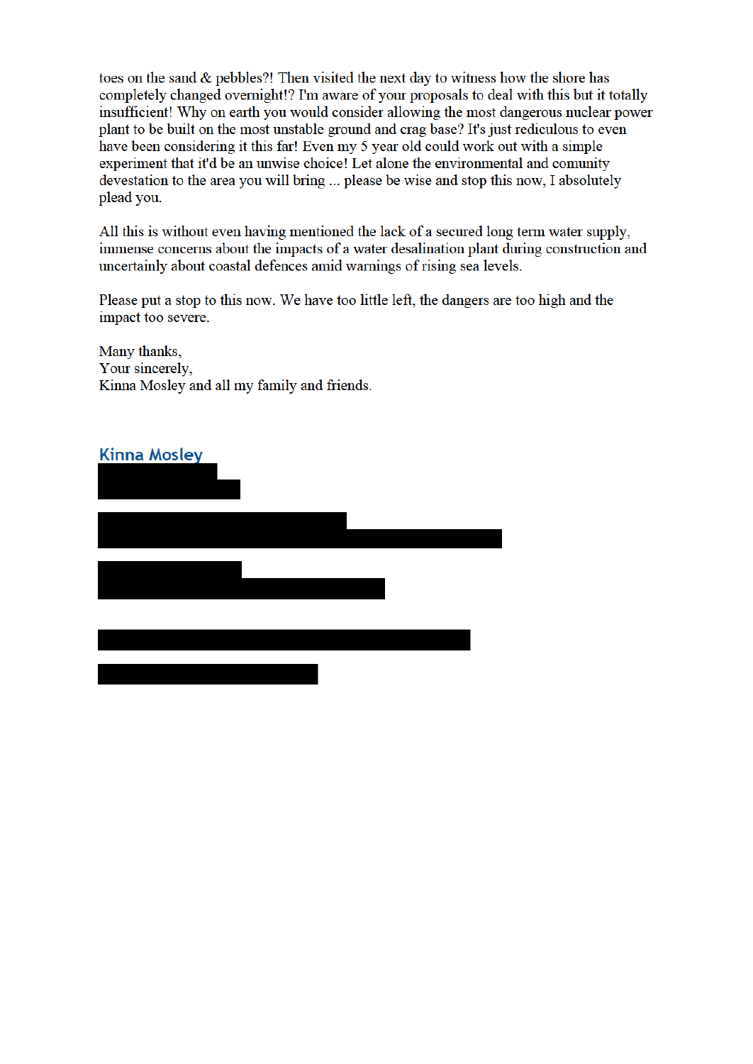toes on the sand & pebbles?! Then visited the next day to witness how the shore has completely changed overnight!? I'm aware of your proposals to deal with this but it totally insufficient! Why on earth you would consider allowing the most dangerous nuclear power plant to be built on the most unstable ground and crag base? It's just rediculous to even have been considering it this far! Even my 5 year old could work out with a simple experiment that it'd be an unwise choice! Let alone the environmental and comunity devestation to the area you will bring ... please be wise and stop this now, I absolutely plead you.

All this is without even having mentioned the lack of a secured long term water supply, immense concerns about the impacts of a water desalination plant during construction and uncertainty about coastal defences amid warnings of rising sea levels.

Please put a stop to this now. We have too little left, the dangers are too high and the impact too severe.

Many thanks,
Your sincerely,
Kinna Mosley and all my family and friends.

**Kinna Mosley**